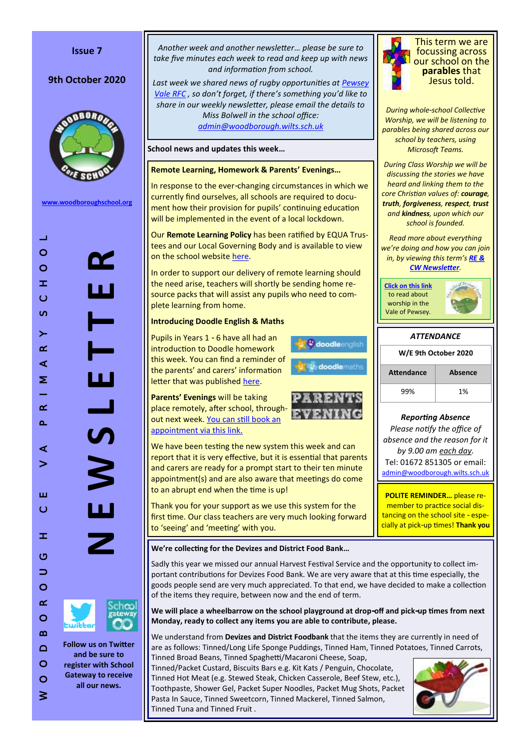Issue 7

9th October 2020

www.woodboroughschool.org

# NEWSLETTER

WOODBOROUGH CE VA PRIMARY SCHOOL

Follow us on Twitter and be sure to register with School Gateway to receive all our news.

*Another week and another newsletter… please be sure to take five minutes each week to read and keep up with news and information from school.*

*Last week we shared news of rugby opportunities at Pewsey Vale RFC, so don't forget, if there's something you'd like to share in our weekly newsletter, please email the details to Miss Bolwell in the school office: admin@woodborough.wilts.sch.uk*

**School news and updates this week…**

## Remote Learning, Homework & Parents' Evenings…

In response to the ever-changing circumstances in which we currently find ourselves, all schools are required to document how their provision for pupils' continuing education will be implemented in the event of a local lockdown.

Our **Remote Learning Policy** has been ratified by EQUA Trustees and our Local Governing Body and is available to view on the school website here.

In order to support our delivery of remote learning should the need arise, teachers will shortly be sending home resource packs that will assist any pupils who need to complete learning from home.

### Introducing Doodle English & Maths

Pupils in Years 1 - 6 have all had an introduction to Doodle homework this week. You can find a reminder of the parents' and carers' information letter that was published here.

**Parents' Evenings** will be taking place remotely, after school, throughout next week. You can still book an appointment via this link.

We have been testing the new system this week and can report that it is very effective, but it is essential that parents and carers are ready for a prompt start to their ten minute appointment(s) and are also aware that meetings do come to an abrupt end when the time is up!

Thank you for your support as we use this system for the first time. Our class teachers are very much looking forward to 'seeing' and 'meeting' with you.

This term we are focussing across our school on the **parables** that Jesus told.

*During whole-school Collective Worship, we will be listening to parables being shared across our school by teachers, using Microsoft Teams.*

*During Class Worship we will be discussing the stories we have heard and linking them to the core Christian values of: **courage**, **truth**, **forgiveness**, **respect**, **trust** and **kindness**, upon which our school is founded.*

*Read more about everything we're doing and how you can join in, by viewing this term's **RE & CW Newsletter**.*

Click on this link to read about worship in the Vale of Pewsey.

## *ATTENDANCE*

| W/E 9th October 2020 | |
|---|---|
| **Attendance** | **Absence** |
| 99% | 1% |

***Reporting Absence***

*Please notify the office of absence and the reason for it by 9.00 am each day.*

Tel: 01672 851305 or email: admin@woodborough.wilts.sch.uk

**POLITE REMINDER…** please remember to practice social distancing on the school site - especially at pick-up times! **Thank you**

## We're collecting for the Devizes and District Food Bank…

Sadly this year we missed our annual Harvest Festival Service and the opportunity to collect important contributions for Devizes Food Bank. We are very aware that at this time especially, the goods people send are very much appreciated. To that end, we have decided to make a collection of the items they require, between now and the end of term.

**We will place a wheelbarrow on the school playground at drop-off and pick-up times from next Monday, ready to collect any items you are able to contribute, please.**

We understand from **Devizes and District Foodbank** that the items they are currently in need of are as follows: Tinned/Long Life Sponge Puddings, Tinned Ham, Tinned Potatoes, Tinned Carrots, Tinned Broad Beans, Tinned Spaghetti/Macaroni Cheese, Soap, Tinned/Packet Custard, Biscuits Bars e.g. Kit Kats / Penguin, Chocolate, Tinned Hot Meat (e.g. Stewed Steak, Chicken Casserole, Beef Stew, etc.), Toothpaste, Shower Gel, Packet Super Noodles, Packet Mug Shots, Packet Pasta In Sauce, Tinned Sweetcorn, Tinned Mackerel, Tinned Salmon, Tinned Tuna and Tinned Fruit .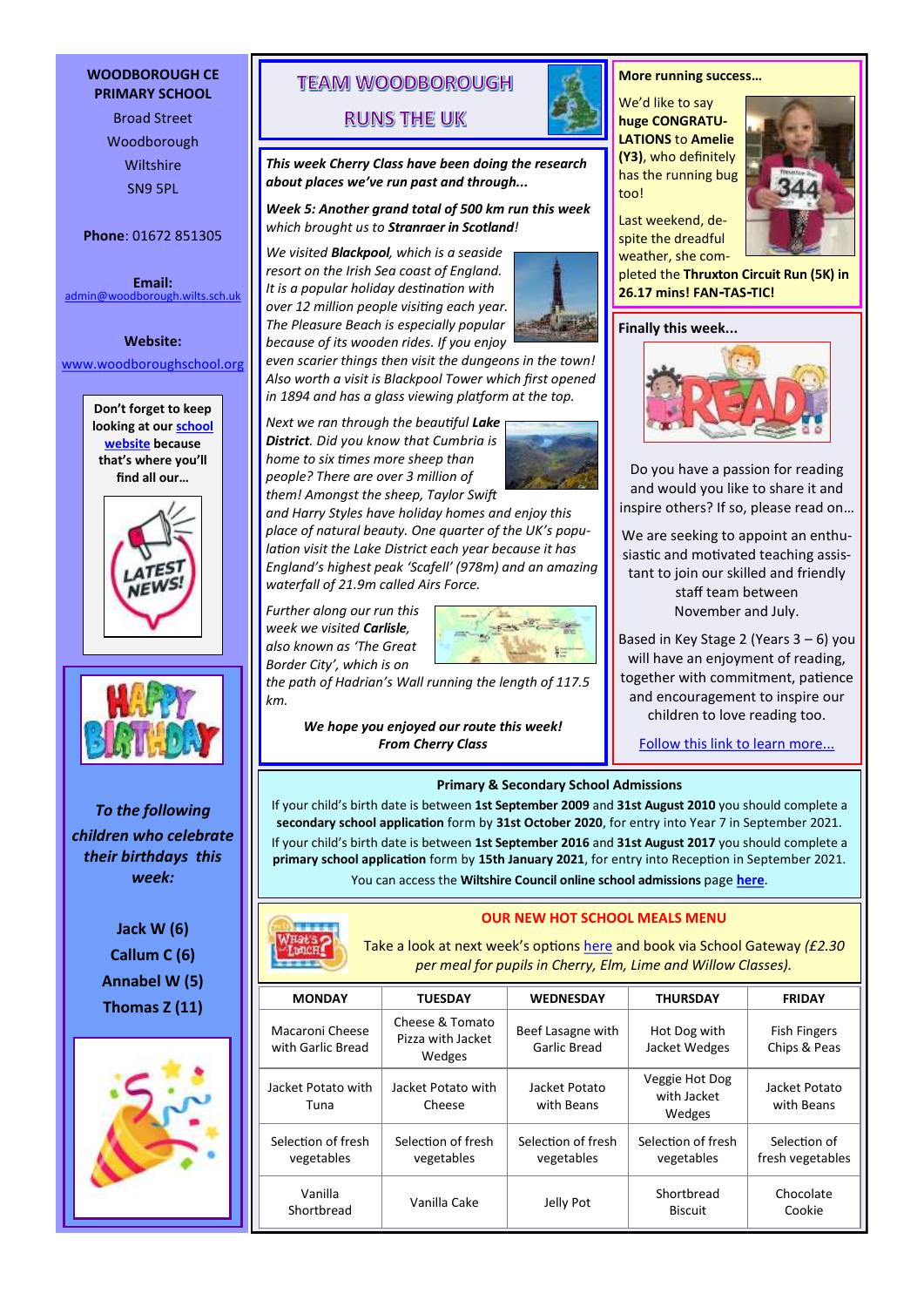**WOODBOROUGH CE PRIMARY SCHOOL**

Broad Street
Woodborough
Wiltshire
SN9 5PL

**Phone**: 01672 851305

**Email:**
admin@woodborough.wilts.sch.uk

**Website:**
www.woodboroughschool.org

**Don't forget to keep looking at our school website because that's where you'll find all our…**

LATEST NEWS!

HAPPY BIRTHDAY

***To the following children who celebrate their birthdays this week:***

**Jack W (6)**
**Callum C (6)**
**Annabel W (5)**
**Thomas Z (11)**

# TEAM WOODBOROUGH RUNS THE UK

***This week Cherry Class have been doing the research about places we've run past and through...***

***Week 5: Another grand total of 500 km run this week which brought us to Stranraer in Scotland!***

*We visited **Blackpool**, which is a seaside resort on the Irish Sea coast of England. It is a popular holiday destination with over 12 million people visiting each year. The Pleasure Beach is especially popular because of its wooden rides. If you enjoy even scarier things then visit the dungeons in the town! Also worth a visit is Blackpool Tower which first opened in 1894 and has a glass viewing platform at the top.*

*Next we ran through the beautiful **Lake District**. Did you know that Cumbria is home to six times more sheep than people? There are over 3 million of them! Amongst the sheep, Taylor Swift and Harry Styles have holiday homes and enjoy this place of natural beauty. One quarter of the UK's population visit the Lake District each year because it has England's highest peak 'Scafell' (978m) and an amazing waterfall of 21.9m called Airs Force.*

*Further along our run this week we visited **Carlisle**, also known as 'The Great Border City', which is on the path of Hadrian's Wall running the length of 117.5 km.*

***We hope you enjoyed our route this week!***
***From Cherry Class***

**More running success…**

We'd like to say **huge CONGRATULATIONS** to **Amelie (Y3)**, who definitely has the running bug too!

Last weekend, despite the dreadful weather, she completed the **Thruxton Circuit Run (5K) in 26.17 mins! FAN-TAS-TIC!**

**Finally this week...**

READ

Do you have a passion for reading and would you like to share it and inspire others? If so, please read on…

We are seeking to appoint an enthusiastic and motivated teaching assistant to join our skilled and friendly staff team between November and July.

Based in Key Stage 2 (Years 3 – 6) you will have an enjoyment of reading, together with commitment, patience and encouragement to inspire our children to love reading too.

Follow this link to learn more...

**Primary & Secondary School Admissions**

If your child's birth date is between **1st September 2009** and **31st August 2010** you should complete a **secondary school application** form by **31st October 2020**, for entry into Year 7 in September 2021.

If your child's birth date is between **1st September 2016** and **31st August 2017** you should complete a **primary school application** form by **15th January 2021**, for entry into Reception in September 2021.

You can access the **Wiltshire Council online school admissions** page **here**.

**OUR NEW HOT SCHOOL MEALS MENU**

Take a look at next week's options here and book via School Gateway *(£2.30 per meal for pupils in Cherry, Elm, Lime and Willow Classes).*

| MONDAY | TUESDAY | WEDNESDAY | THURSDAY | FRIDAY |
|---|---|---|---|---|
| Macaroni Cheese with Garlic Bread | Cheese & Tomato Pizza with Jacket Wedges | Beef Lasagne with Garlic Bread | Hot Dog with Jacket Wedges | Fish Fingers Chips & Peas |
| Jacket Potato with Tuna | Jacket Potato with Cheese | Jacket Potato with Beans | Veggie Hot Dog with Jacket Wedges | Jacket Potato with Beans |
| Selection of fresh vegetables | Selection of fresh vegetables | Selection of fresh vegetables | Selection of fresh vegetables | Selection of fresh vegetables |
| Vanilla Shortbread | Vanilla Cake | Jelly Pot | Shortbread Biscuit | Chocolate Cookie |